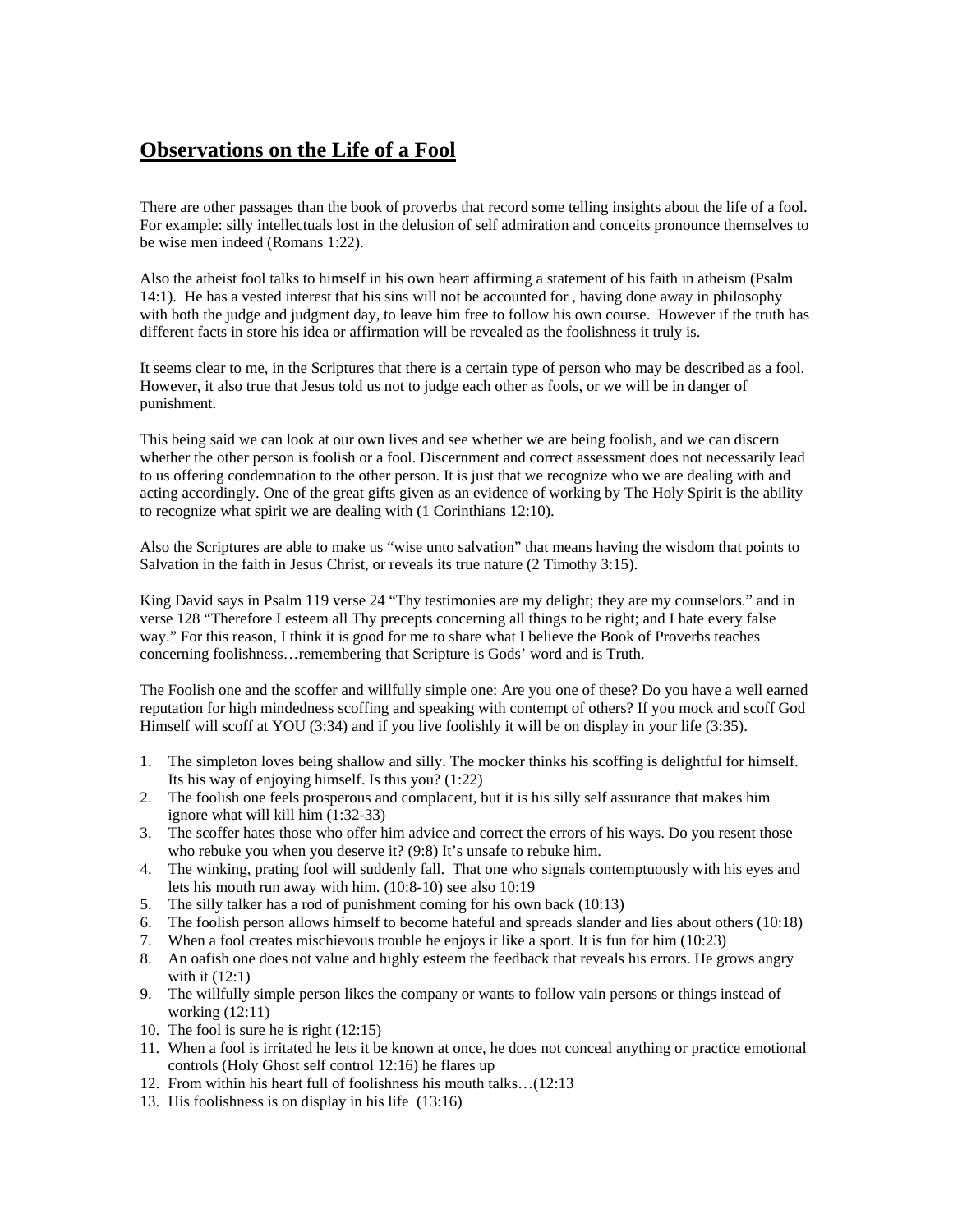## **Observations on the Life of a Fool**

There are other passages than the book of proverbs that record some telling insights about the life of a fool. For example: silly intellectuals lost in the delusion of self admiration and conceits pronounce themselves to be wise men indeed (Romans 1:22).

Also the atheist fool talks to himself in his own heart affirming a statement of his faith in atheism (Psalm 14:1). He has a vested interest that his sins will not be accounted for , having done away in philosophy with both the judge and judgment day, to leave him free to follow his own course. However if the truth has different facts in store his idea or affirmation will be revealed as the foolishness it truly is.

It seems clear to me, in the Scriptures that there is a certain type of person who may be described as a fool. However, it also true that Jesus told us not to judge each other as fools, or we will be in danger of punishment.

This being said we can look at our own lives and see whether we are being foolish, and we can discern whether the other person is foolish or a fool. Discernment and correct assessment does not necessarily lead to us offering condemnation to the other person. It is just that we recognize who we are dealing with and acting accordingly. One of the great gifts given as an evidence of working by The Holy Spirit is the ability to recognize what spirit we are dealing with (1 Corinthians 12:10).

Also the Scriptures are able to make us "wise unto salvation" that means having the wisdom that points to Salvation in the faith in Jesus Christ, or reveals its true nature (2 Timothy 3:15).

King David says in Psalm 119 verse 24 "Thy testimonies are my delight; they are my counselors." and in verse 128 "Therefore I esteem all Thy precepts concerning all things to be right; and I hate every false way." For this reason, I think it is good for me to share what I believe the Book of Proverbs teaches concerning foolishness…remembering that Scripture is Gods' word and is Truth.

The Foolish one and the scoffer and willfully simple one: Are you one of these? Do you have a well earned reputation for high mindedness scoffing and speaking with contempt of others? If you mock and scoff God Himself will scoff at YOU (3:34) and if you live foolishly it will be on display in your life (3:35).

1. The simpleton loves being shallow and silly. The mocker thinks his scoffing is delightful for himself. Its his way of enjoying himself. Is this you? (1:22)
2. The foolish one feels prosperous and complacent, but it is his silly self assurance that makes him ignore what will kill him (1:32-33)
3. The scoffer hates those who offer him advice and correct the errors of his ways. Do you resent those who rebuke you when you deserve it? (9:8) It's unsafe to rebuke him.
4. The winking, prating fool will suddenly fall. That one who signals contemptuously with his eyes and lets his mouth run away with him. (10:8-10) see also 10:19
5. The silly talker has a rod of punishment coming for his own back (10:13)
6. The foolish person allows himself to become hateful and spreads slander and lies about others (10:18)
7. When a fool creates mischievous trouble he enjoys it like a sport. It is fun for him (10:23)
8. An oafish one does not value and highly esteem the feedback that reveals his errors. He grows angry with it (12:1)
9. The willfully simple person likes the company or wants to follow vain persons or things instead of working (12:11)
10. The fool is sure he is right (12:15)
11. When a fool is irritated he lets it be known at once, he does not conceal anything or practice emotional controls (Holy Ghost self control 12:16) he flares up
12. From within his heart full of foolishness his mouth talks…(12:13
13. His foolishness is on display in his life (13:16)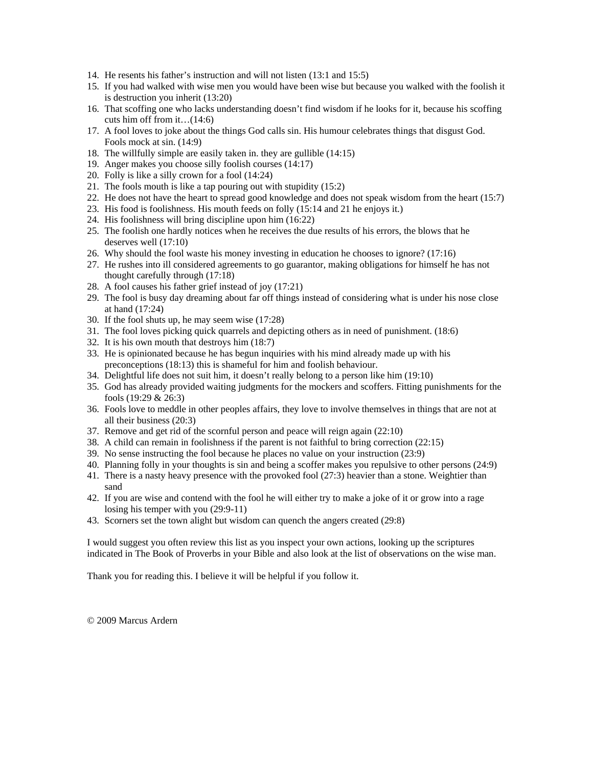14. He resents his father's instruction and will not listen (13:1 and 15:5)
15. If you had walked with wise men you would have been wise but because you walked with the foolish it is destruction you inherit (13:20)
16. That scoffing one who lacks understanding doesn't find wisdom if he looks for it, because his scoffing cuts him off from it…(14:6)
17. A fool loves to joke about the things God calls sin. His humour celebrates things that disgust God. Fools mock at sin. (14:9)
18. The willfully simple are easily taken in. they are gullible (14:15)
19. Anger makes you choose silly foolish courses (14:17)
20. Folly is like a silly crown for a fool (14:24)
21. The fools mouth is like a tap pouring out with stupidity (15:2)
22. He does not have the heart to spread good knowledge and does not speak wisdom from the heart (15:7)
23. His food is foolishness. His mouth feeds on folly (15:14 and 21 he enjoys it.)
24. His foolishness will bring discipline upon him (16:22)
25. The foolish one hardly notices when he receives the due results of his errors, the blows that he deserves well (17:10)
26. Why should the fool waste his money investing in education he chooses to ignore? (17:16)
27. He rushes into ill considered agreements to go guarantor, making obligations for himself he has not thought carefully through (17:18)
28. A fool causes his father grief instead of joy (17:21)
29. The fool is busy day dreaming about far off things instead of considering what is under his nose close at hand (17:24)
30. If the fool shuts up, he may seem wise (17:28)
31. The fool loves picking quick quarrels and depicting others as in need of punishment. (18:6)
32. It is his own mouth that destroys him (18:7)
33. He is opinionated because he has begun inquiries with his mind already made up with his preconceptions (18:13) this is shameful for him and foolish behaviour.
34. Delightful life does not suit him, it doesn't really belong to a person like him (19:10)
35. God has already provided waiting judgments for the mockers and scoffers. Fitting punishments for the fools (19:29 & 26:3)
36. Fools love to meddle in other peoples affairs, they love to involve themselves in things that are not at all their business (20:3)
37. Remove and get rid of the scornful person and peace will reign again (22:10)
38. A child can remain in foolishness if the parent is not faithful to bring correction (22:15)
39. No sense instructing the fool because he places no value on your instruction (23:9)
40. Planning folly in your thoughts is sin and being a scoffer makes you repulsive to other persons (24:9)
41. There is a nasty heavy presence with the provoked fool (27:3) heavier than a stone. Weightier than sand
42. If you are wise and contend with the fool he will either try to make a joke of it or grow into a rage losing his temper with you (29:9-11)
43. Scorners set the town alight but wisdom can quench the angers created (29:8)

I would suggest you often review this list as you inspect your own actions, looking up the scriptures indicated in The Book of Proverbs in your Bible and also look at the list of observations on the wise man.

Thank you for reading this. I believe it will be helpful if you follow it.

© 2009 Marcus Ardern